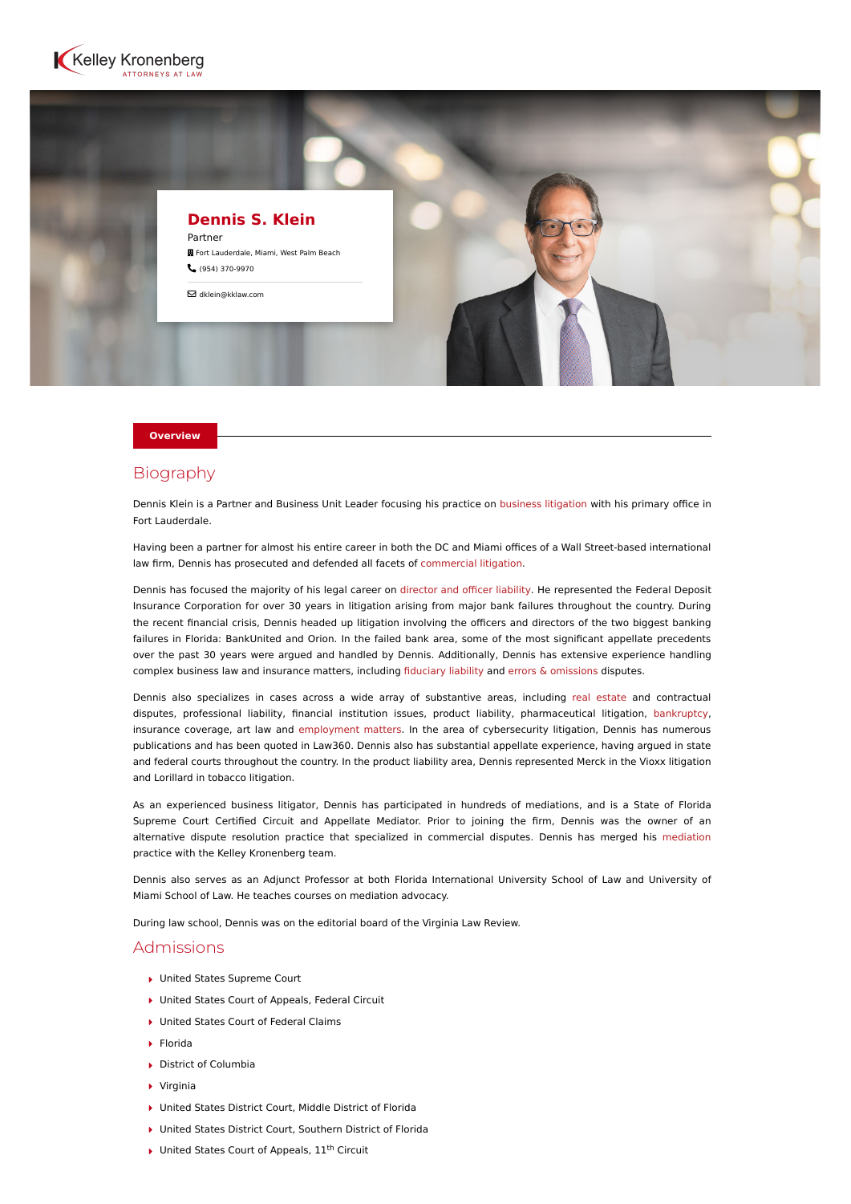Kelley Kronenberg
ATTORNEYS AT LAW

# Dennis S. Klein

Partner

Fort Lauderdale, Miami, West Palm Beach

(954) 370-9970

dklein@kklaw.com

**Overview**

## Biography

Dennis Klein is a Partner and Business Unit Leader focusing his practice on business litigation with his primary office in Fort Lauderdale.

Having been a partner for almost his entire career in both the DC and Miami offices of a Wall Street-based international law firm, Dennis has prosecuted and defended all facets of commercial litigation.

Dennis has focused the majority of his legal career on director and officer liability. He represented the Federal Deposit Insurance Corporation for over 30 years in litigation arising from major bank failures throughout the country. During the recent financial crisis, Dennis headed up litigation involving the officers and directors of the two biggest banking failures in Florida: BankUnited and Orion. In the failed bank area, some of the most significant appellate precedents over the past 30 years were argued and handled by Dennis. Additionally, Dennis has extensive experience handling complex business law and insurance matters, including fiduciary liability and errors & omissions disputes.

Dennis also specializes in cases across a wide array of substantive areas, including real estate and contractual disputes, professional liability, financial institution issues, product liability, pharmaceutical litigation, bankruptcy, insurance coverage, art law and employment matters. In the area of cybersecurity litigation, Dennis has numerous publications and has been quoted in Law360. Dennis also has substantial appellate experience, having argued in state and federal courts throughout the country. In the product liability area, Dennis represented Merck in the Vioxx litigation and Lorillard in tobacco litigation.

As an experienced business litigator, Dennis has participated in hundreds of mediations, and is a State of Florida Supreme Court Certified Circuit and Appellate Mediator. Prior to joining the firm, Dennis was the owner of an alternative dispute resolution practice that specialized in commercial disputes. Dennis has merged his mediation practice with the Kelley Kronenberg team.

Dennis also serves as an Adjunct Professor at both Florida International University School of Law and University of Miami School of Law. He teaches courses on mediation advocacy.

During law school, Dennis was on the editorial board of the Virginia Law Review.

## Admissions

- United States Supreme Court
- United States Court of Appeals, Federal Circuit
- United States Court of Federal Claims
- Florida
- District of Columbia
- Virginia
- United States District Court, Middle District of Florida
- United States District Court, Southern District of Florida
- United States Court of Appeals, 11th Circuit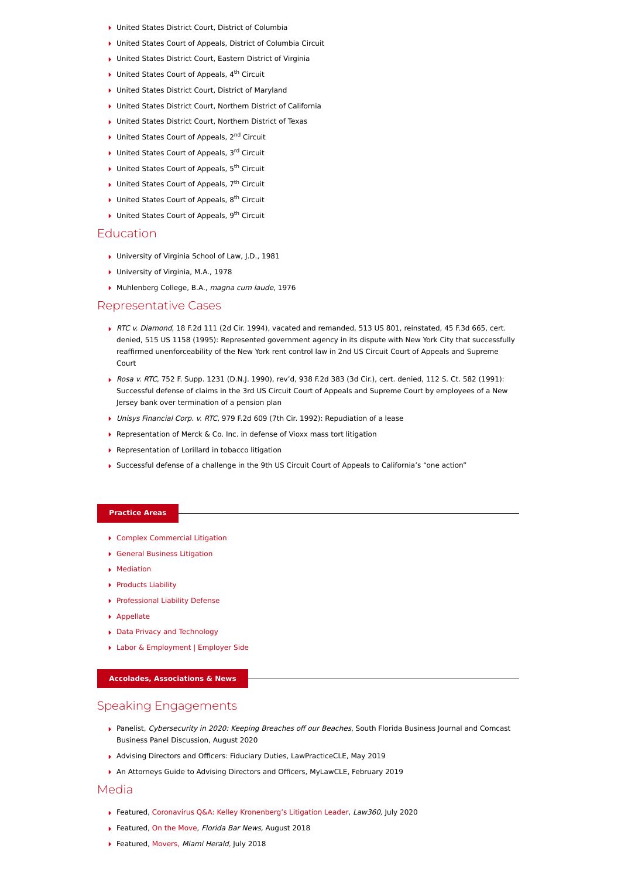- United States District Court, District of Columbia
- United States Court of Appeals, District of Columbia Circuit
- United States District Court, Eastern District of Virginia
- United States Court of Appeals, 4th Circuit
- United States District Court, District of Maryland
- United States District Court, Northern District of California
- United States District Court, Northern District of Texas
- United States Court of Appeals, 2nd Circuit
- United States Court of Appeals, 3rd Circuit
- United States Court of Appeals, 5th Circuit
- United States Court of Appeals, 7th Circuit
- United States Court of Appeals, 8th Circuit
- United States Court of Appeals, 9th Circuit

## Education

- University of Virginia School of Law, J.D., 1981
- University of Virginia, M.A., 1978
- Muhlenberg College, B.A., *magna cum laude*, 1976

## Representative Cases

- *RTC v. Diamond*, 18 F.2d 111 (2d Cir. 1994), vacated and remanded, 513 US 801, reinstated, 45 F.3d 665, cert. denied, 515 US 1158 (1995): Represented government agency in its dispute with New York City that successfully reaffirmed unenforceability of the New York rent control law in 2nd US Circuit Court of Appeals and Supreme Court
- *Rosa v. RTC*, 752 F. Supp. 1231 (D.N.J. 1990), rev'd, 938 F.2d 383 (3d Cir.), cert. denied, 112 S. Ct. 582 (1991): Successful defense of claims in the 3rd US Circuit Court of Appeals and Supreme Court by employees of a New Jersey bank over termination of a pension plan
- *Unisys Financial Corp. v. RTC*, 979 F.2d 609 (7th Cir. 1992): Repudiation of a lease
- Representation of Merck & Co. Inc. in defense of Vioxx mass tort litigation
- Representation of Lorillard in tobacco litigation
- Successful defense of a challenge in the 9th US Circuit Court of Appeals to California's "one action"

**Practice Areas**

- Complex Commercial Litigation
- General Business Litigation
- Mediation
- Products Liability
- Professional Liability Defense
- Appellate
- Data Privacy and Technology
- Labor & Employment | Employer Side

**Accolades, Associations & News**

## Speaking Engagements

- Panelist, *Cybersecurity in 2020: Keeping Breaches off our Beaches*, South Florida Business Journal and Comcast Business Panel Discussion, August 2020
- Advising Directors and Officers: Fiduciary Duties, LawPracticeCLE, May 2019
- An Attorneys Guide to Advising Directors and Officers, MyLawCLE, February 2019

## Media

- Featured, Coronavirus Q&A: Kelley Kronenberg's Litigation Leader, *Law360,* July 2020
- Featured, On the Move, *Florida Bar News,* August 2018
- Featured, Movers, *Miami Herald,* July 2018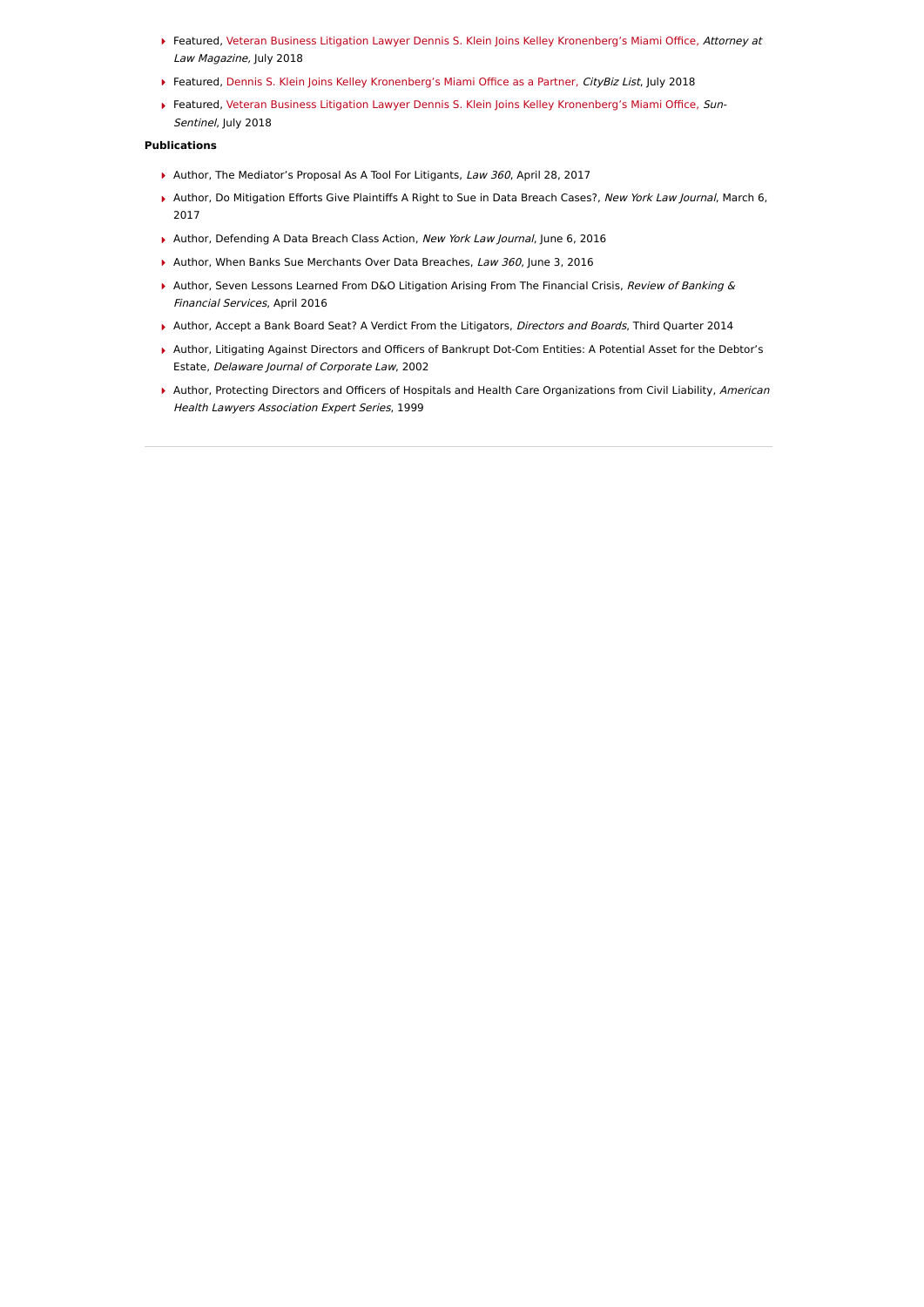- Featured, Veteran Business Litigation Lawyer Dennis S. Klein Joins Kelley Kronenberg's Miami Office, *Attorney at Law Magazine*, July 2018
- Featured, Dennis S. Klein Joins Kelley Kronenberg's Miami Office as a Partner, *CityBiz List*, July 2018
- Featured, Veteran Business Litigation Lawyer Dennis S. Klein Joins Kelley Kronenberg's Miami Office, *Sun-Sentinel*, July 2018

**Publications**

- Author, The Mediator's Proposal As A Tool For Litigants, *Law 360*, April 28, 2017
- Author, Do Mitigation Efforts Give Plaintiffs A Right to Sue in Data Breach Cases?, *New York Law Journal*, March 6, 2017
- Author, Defending A Data Breach Class Action, *New York Law Journal*, June 6, 2016
- Author, When Banks Sue Merchants Over Data Breaches, *Law 360*, June 3, 2016
- Author, Seven Lessons Learned From D&O Litigation Arising From The Financial Crisis, *Review of Banking & Financial Services*, April 2016
- Author, Accept a Bank Board Seat? A Verdict From the Litigators, *Directors and Boards*, Third Quarter 2014
- Author, Litigating Against Directors and Officers of Bankrupt Dot-Com Entities: A Potential Asset for the Debtor's Estate, *Delaware Journal of Corporate Law*, 2002
- Author, Protecting Directors and Officers of Hospitals and Health Care Organizations from Civil Liability, *American Health Lawyers Association Expert Series*, 1999